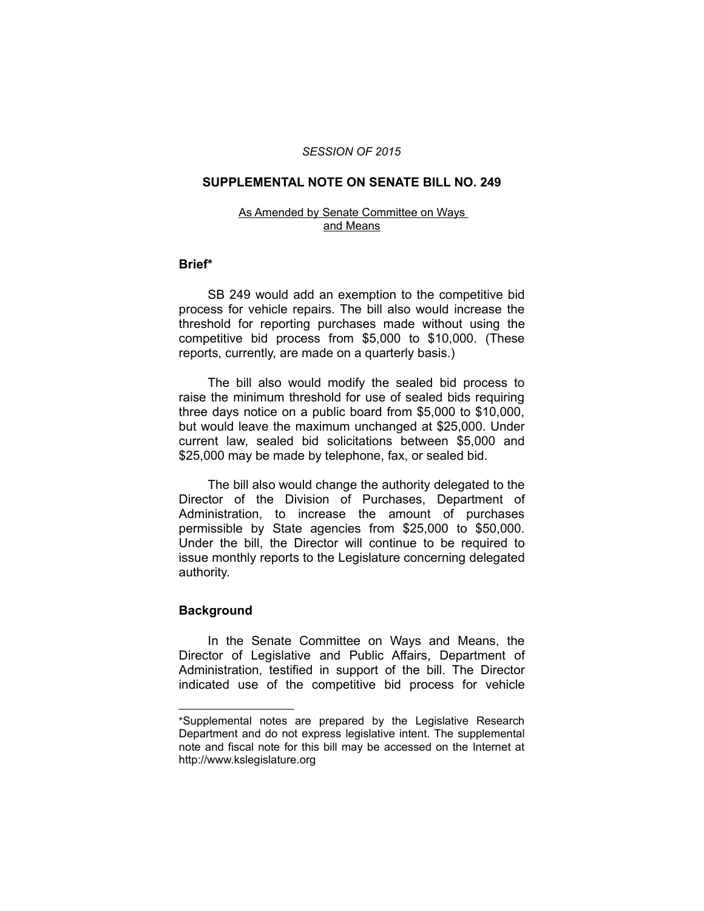*SESSION OF 2015*

## SUPPLEMENTAL NOTE ON SENATE BILL NO. 249

As Amended by Senate Committee on Ways and Means

### Brief*

SB 249 would add an exemption to the competitive bid process for vehicle repairs. The bill also would increase the threshold for reporting purchases made without using the competitive bid process from $5,000 to $10,000. (These reports, currently, are made on a quarterly basis.)

The bill also would modify the sealed bid process to raise the minimum threshold for use of sealed bids requiring three days notice on a public board from $5,000 to $10,000, but would leave the maximum unchanged at $25,000. Under current law, sealed bid solicitations between $5,000 and $25,000 may be made by telephone, fax, or sealed bid.

The bill also would change the authority delegated to the Director of the Division of Purchases, Department of Administration, to increase the amount of purchases permissible by State agencies from $25,000 to $50,000. Under the bill, the Director will continue to be required to issue monthly reports to the Legislature concerning delegated authority.

### Background

In the Senate Committee on Ways and Means, the Director of Legislative and Public Affairs, Department of Administration, testified in support of the bill. The Director indicated use of the competitive bid process for vehicle

---

*Supplemental notes are prepared by the Legislative Research Department and do not express legislative intent. The supplemental note and fiscal note for this bill may be accessed on the Internet at http://www.kslegislature.org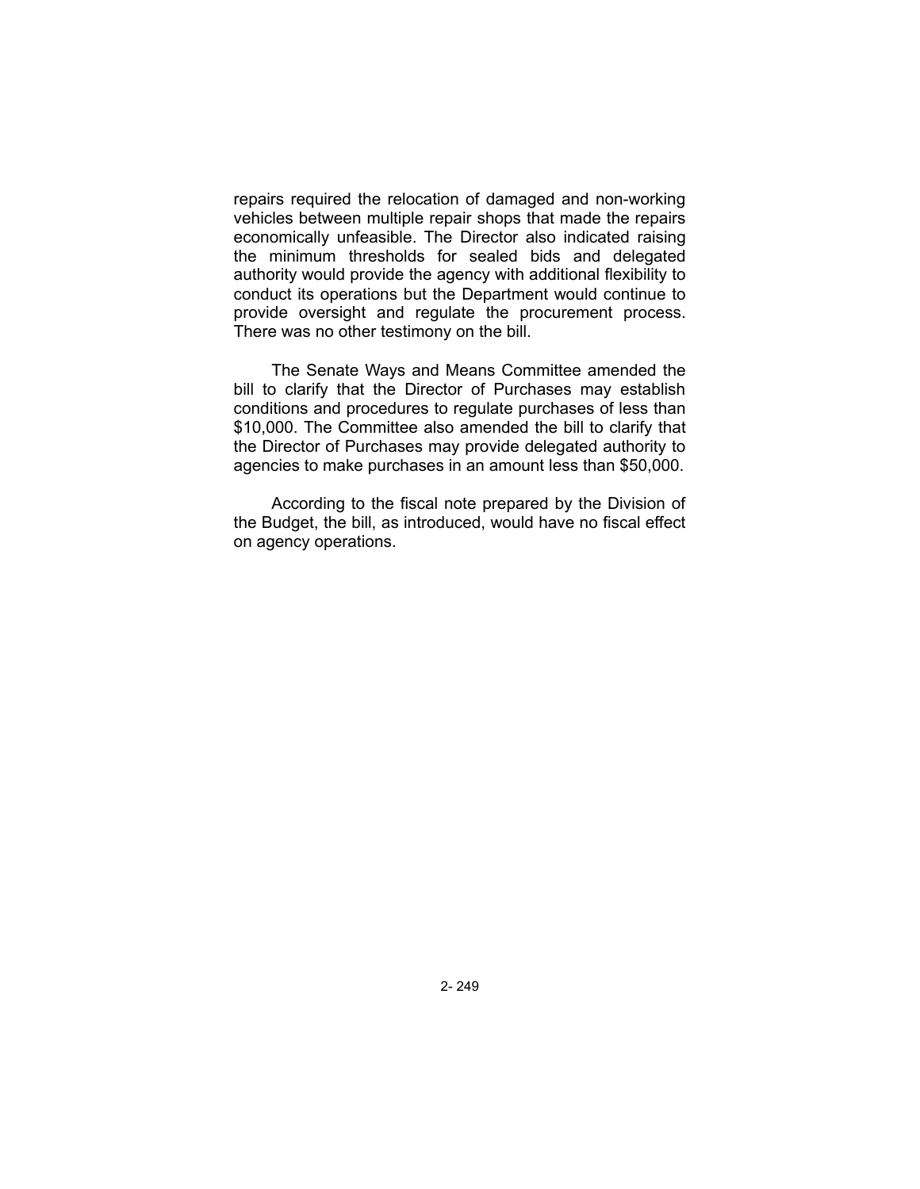repairs required the relocation of damaged and non-working vehicles between multiple repair shops that made the repairs economically unfeasible. The Director also indicated raising the minimum thresholds for sealed bids and delegated authority would provide the agency with additional flexibility to conduct its operations but the Department would continue to provide oversight and regulate the procurement process. There was no other testimony on the bill.

The Senate Ways and Means Committee amended the bill to clarify that the Director of Purchases may establish conditions and procedures to regulate purchases of less than $10,000. The Committee also amended the bill to clarify that the Director of Purchases may provide delegated authority to agencies to make purchases in an amount less than $50,000.

According to the fiscal note prepared by the Division of the Budget, the bill, as introduced, would have no fiscal effect on agency operations.